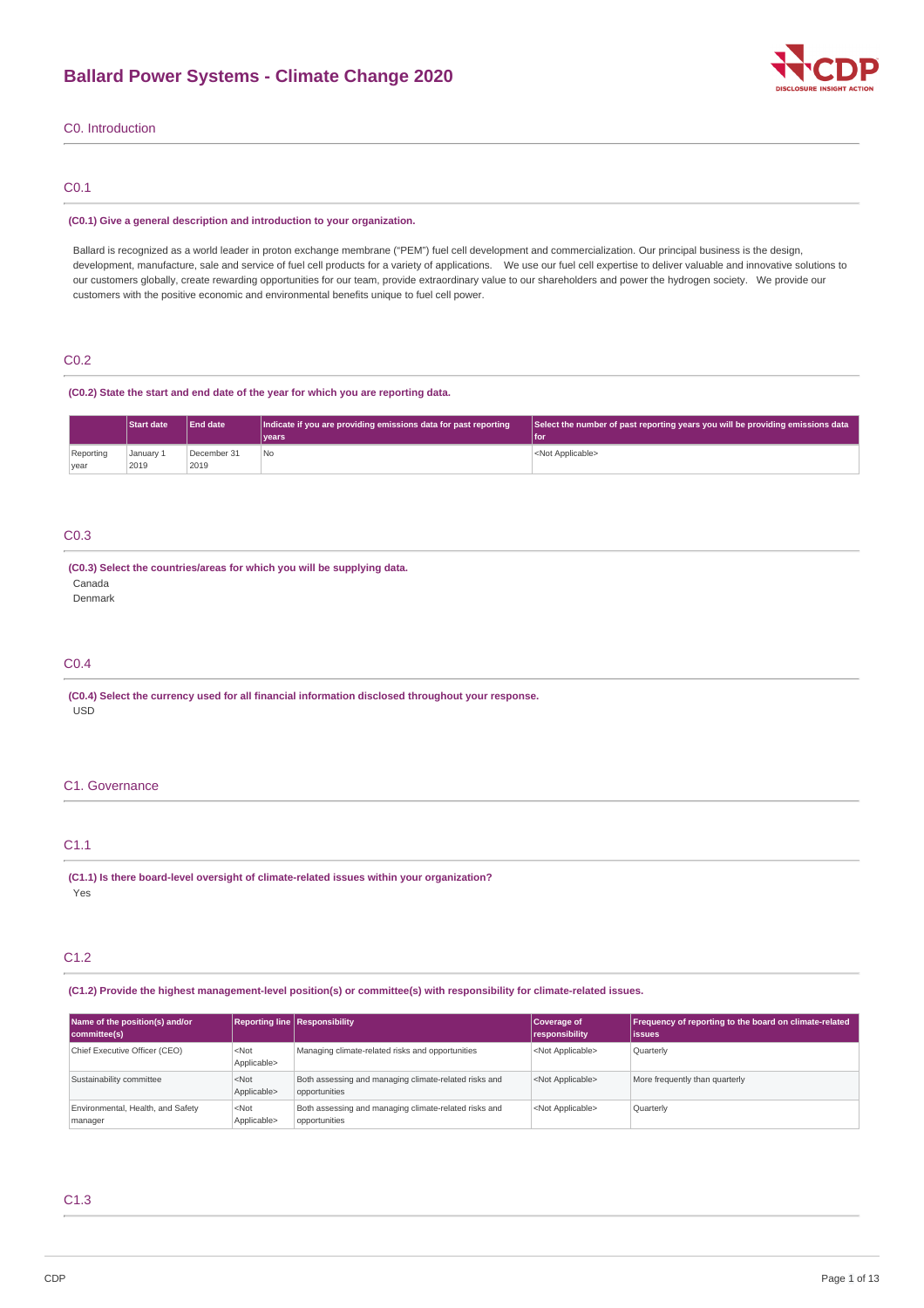# Ballard Power Systems - Climate Change 2020

## C0. Introduction

### C0.1

**(C0.1) Give a general description and introduction to your organization.**

Ballard is recognized as a world leader in proton exchange membrane ("PEM") fuel cell development and commercialization. Our principal business is the design, development, manufacture, sale and service of fuel cell products for a variety of applications. We use our fuel cell expertise to deliver valuable and innovative solutions to our customers globally, create rewarding opportunities for our team, provide extraordinary value to our shareholders and power the hydrogen society. We provide our customers with the positive economic and environmental benefits unique to fuel cell power.

### C0.2

**(C0.2) State the start and end date of the year for which you are reporting data.**

| | Start date | End date | Indicate if you are providing emissions data for past reporting years | Select the number of past reporting years you will be providing emissions data for |
|---|---|---|---|---|
| Reporting year | January 1 2019 | December 31 2019 | No | <Not Applicable> |

### C0.3

**(C0.3) Select the countries/areas for which you will be supplying data.**

Canada
Denmark

### C0.4

**(C0.4) Select the currency used for all financial information disclosed throughout your response.**

USD

## C1. Governance

### C1.1

**(C1.1) Is there board-level oversight of climate-related issues within your organization?**

Yes

### C1.2

**(C1.2) Provide the highest management-level position(s) or committee(s) with responsibility for climate-related issues.**

| Name of the position(s) and/or committee(s) | Reporting line | Responsibility | Coverage of responsibility | Frequency of reporting to the board on climate-related issues |
|---|---|---|---|---|
| Chief Executive Officer (CEO) | <Not Applicable> | Managing climate-related risks and opportunities | <Not Applicable> | Quarterly |
| Sustainability committee | <Not Applicable> | Both assessing and managing climate-related risks and opportunities | <Not Applicable> | More frequently than quarterly |
| Environmental, Health, and Safety manager | <Not Applicable> | Both assessing and managing climate-related risks and opportunities | <Not Applicable> | Quarterly |

### C1.3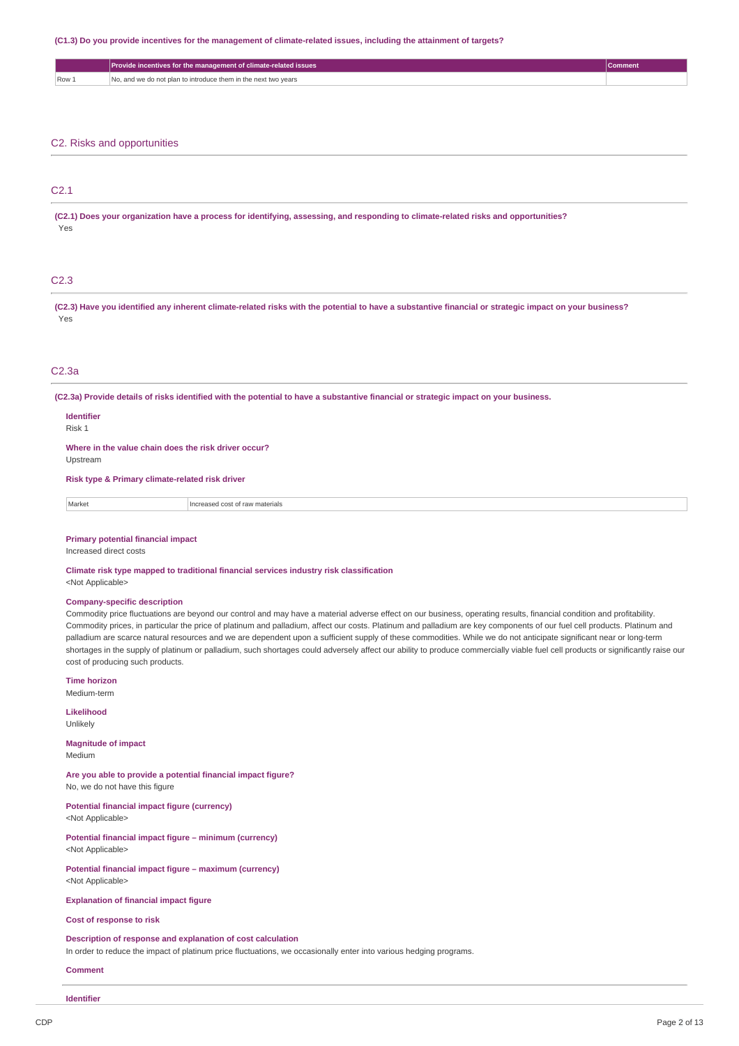**(C1.3) Do you provide incentives for the management of climate-related issues, including the attainment of targets?**

| | Provide incentives for the management of climate-related issues | Comment |
|---|---|---|
| Row 1 | No, and we do not plan to introduce them in the next two years | |

## C2. Risks and opportunities

### C2.1

**(C2.1) Does your organization have a process for identifying, assessing, and responding to climate-related risks and opportunities?**

Yes

### C2.3

**(C2.3) Have you identified any inherent climate-related risks with the potential to have a substantive financial or strategic impact on your business?**

Yes

### C2.3a

**(C2.3a) Provide details of risks identified with the potential to have a substantive financial or strategic impact on your business.**

**Identifier**

Risk 1

**Where in the value chain does the risk driver occur?**

Upstream

**Risk type & Primary climate-related risk driver**

| | |
|---|---|
| Market | Increased cost of raw materials |

**Primary potential financial impact**

Increased direct costs

**Climate risk type mapped to traditional financial services industry risk classification**

<Not Applicable>

**Company-specific description**

Commodity price fluctuations are beyond our control and may have a material adverse effect on our business, operating results, financial condition and profitability. Commodity prices, in particular the price of platinum and palladium, affect our costs. Platinum and palladium are key components of our fuel cell products. Platinum and palladium are scarce natural resources and we are dependent upon a sufficient supply of these commodities. While we do not anticipate significant near or long-term shortages in the supply of platinum or palladium, such shortages could adversely affect our ability to produce commercially viable fuel cell products or significantly raise our cost of producing such products.

**Time horizon**

Medium-term

**Likelihood**

Unlikely

**Magnitude of impact**

Medium

**Are you able to provide a potential financial impact figure?**

No, we do not have this figure

**Potential financial impact figure (currency)**

<Not Applicable>

**Potential financial impact figure – minimum (currency)**

<Not Applicable>

**Potential financial impact figure – maximum (currency)**

<Not Applicable>

**Explanation of financial impact figure**

**Cost of response to risk**

**Description of response and explanation of cost calculation**

In order to reduce the impact of platinum price fluctuations, we occasionally enter into various hedging programs.

**Comment**

**Identifier**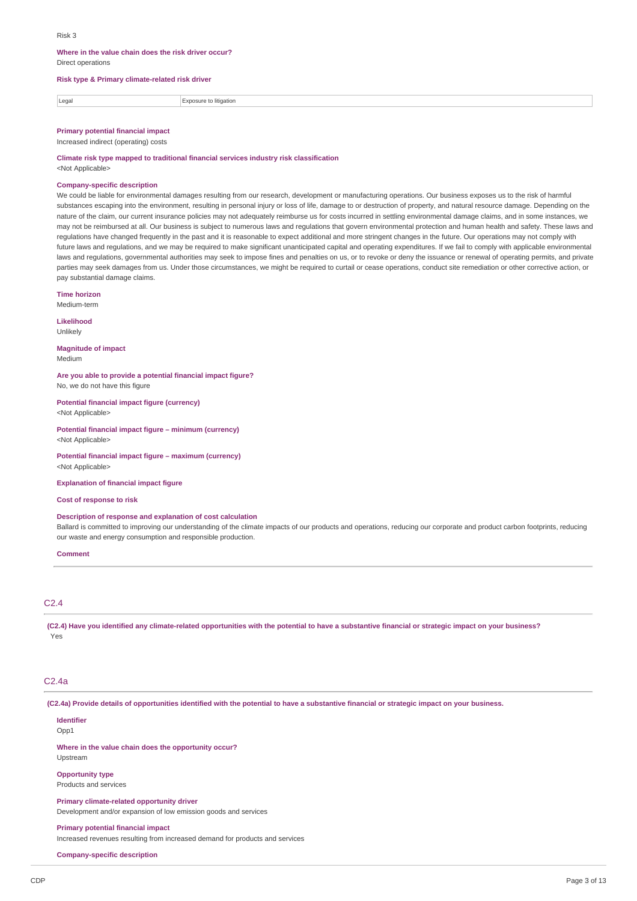Risk 3

**Where in the value chain does the risk driver occur?**
Direct operations

**Risk type & Primary climate-related risk driver**

| | |
|---|---|
| Legal | Exposure to litigation |

**Primary potential financial impact**
Increased indirect (operating) costs

**Climate risk type mapped to traditional financial services industry risk classification**
<Not Applicable>

**Company-specific description**
We could be liable for environmental damages resulting from our research, development or manufacturing operations. Our business exposes us to the risk of harmful substances escaping into the environment, resulting in personal injury or loss of life, damage to or destruction of property, and natural resource damage. Depending on the nature of the claim, our current insurance policies may not adequately reimburse us for costs incurred in settling environmental damage claims, and in some instances, we may not be reimbursed at all. Our business is subject to numerous laws and regulations that govern environmental protection and human health and safety. These laws and regulations have changed frequently in the past and it is reasonable to expect additional and more stringent changes in the future. Our operations may not comply with future laws and regulations, and we may be required to make significant unanticipated capital and operating expenditures. If we fail to comply with applicable environmental laws and regulations, governmental authorities may seek to impose fines and penalties on us, or to revoke or deny the issuance or renewal of operating permits, and private parties may seek damages from us. Under those circumstances, we might be required to curtail or cease operations, conduct site remediation or other corrective action, or pay substantial damage claims.

**Time horizon**
Medium-term

**Likelihood**
Unlikely

**Magnitude of impact**
Medium

**Are you able to provide a potential financial impact figure?**
No, we do not have this figure

**Potential financial impact figure (currency)**
<Not Applicable>

**Potential financial impact figure – minimum (currency)**
<Not Applicable>

**Potential financial impact figure – maximum (currency)**
<Not Applicable>

**Explanation of financial impact figure**

**Cost of response to risk**

**Description of response and explanation of cost calculation**
Ballard is committed to improving our understanding of the climate impacts of our products and operations, reducing our corporate and product carbon footprints, reducing our waste and energy consumption and responsible production.

**Comment**

## C2.4

**(C2.4) Have you identified any climate-related opportunities with the potential to have a substantive financial or strategic impact on your business?**
Yes

## C2.4a

**(C2.4a) Provide details of opportunities identified with the potential to have a substantive financial or strategic impact on your business.**

**Identifier**
Opp1

**Where in the value chain does the opportunity occur?**
Upstream

**Opportunity type**
Products and services

**Primary climate-related opportunity driver**
Development and/or expansion of low emission goods and services

**Primary potential financial impact**
Increased revenues resulting from increased demand for products and services

**Company-specific description**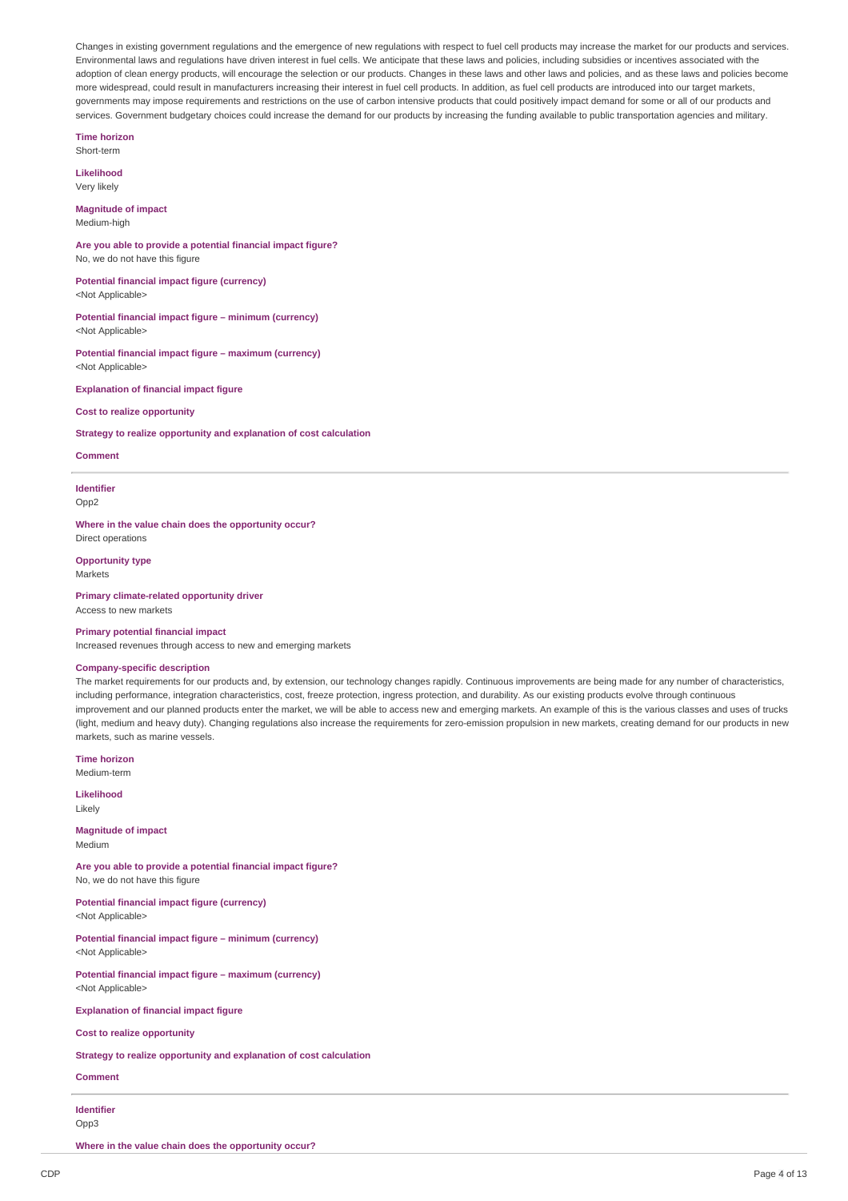Changes in existing government regulations and the emergence of new regulations with respect to fuel cell products may increase the market for our products and services. Environmental laws and regulations have driven interest in fuel cells. We anticipate that these laws and policies, including subsidies or incentives associated with the adoption of clean energy products, will encourage the selection or our products. Changes in these laws and other laws and policies, and as these laws and policies become more widespread, could result in manufacturers increasing their interest in fuel cell products. In addition, as fuel cell products are introduced into our target markets, governments may impose requirements and restrictions on the use of carbon intensive products that could positively impact demand for some or all of our products and services. Government budgetary choices could increase the demand for our products by increasing the funding available to public transportation agencies and military.

**Time horizon**
Short-term

**Likelihood**
Very likely

**Magnitude of impact**
Medium-high

**Are you able to provide a potential financial impact figure?**
No, we do not have this figure

**Potential financial impact figure (currency)**
<Not Applicable>

**Potential financial impact figure – minimum (currency)**
<Not Applicable>

**Potential financial impact figure – maximum (currency)**
<Not Applicable>

**Explanation of financial impact figure**

**Cost to realize opportunity**

**Strategy to realize opportunity and explanation of cost calculation**

**Comment**

---

**Identifier**
Opp2

**Where in the value chain does the opportunity occur?**
Direct operations

**Opportunity type**
Markets

**Primary climate-related opportunity driver**
Access to new markets

**Primary potential financial impact**
Increased revenues through access to new and emerging markets

**Company-specific description**
The market requirements for our products and, by extension, our technology changes rapidly. Continuous improvements are being made for any number of characteristics, including performance, integration characteristics, cost, freeze protection, ingress protection, and durability. As our existing products evolve through continuous improvement and our planned products enter the market, we will be able to access new and emerging markets. An example of this is the various classes and uses of trucks (light, medium and heavy duty). Changing regulations also increase the requirements for zero-emission propulsion in new markets, creating demand for our products in new markets, such as marine vessels.

**Time horizon**
Medium-term

**Likelihood**
Likely

**Magnitude of impact**
Medium

**Are you able to provide a potential financial impact figure?**
No, we do not have this figure

**Potential financial impact figure (currency)**
<Not Applicable>

**Potential financial impact figure – minimum (currency)**
<Not Applicable>

**Potential financial impact figure – maximum (currency)**
<Not Applicable>

**Explanation of financial impact figure**

**Cost to realize opportunity**

**Strategy to realize opportunity and explanation of cost calculation**

**Comment**

---

**Identifier**
Opp3

**Where in the value chain does the opportunity occur?**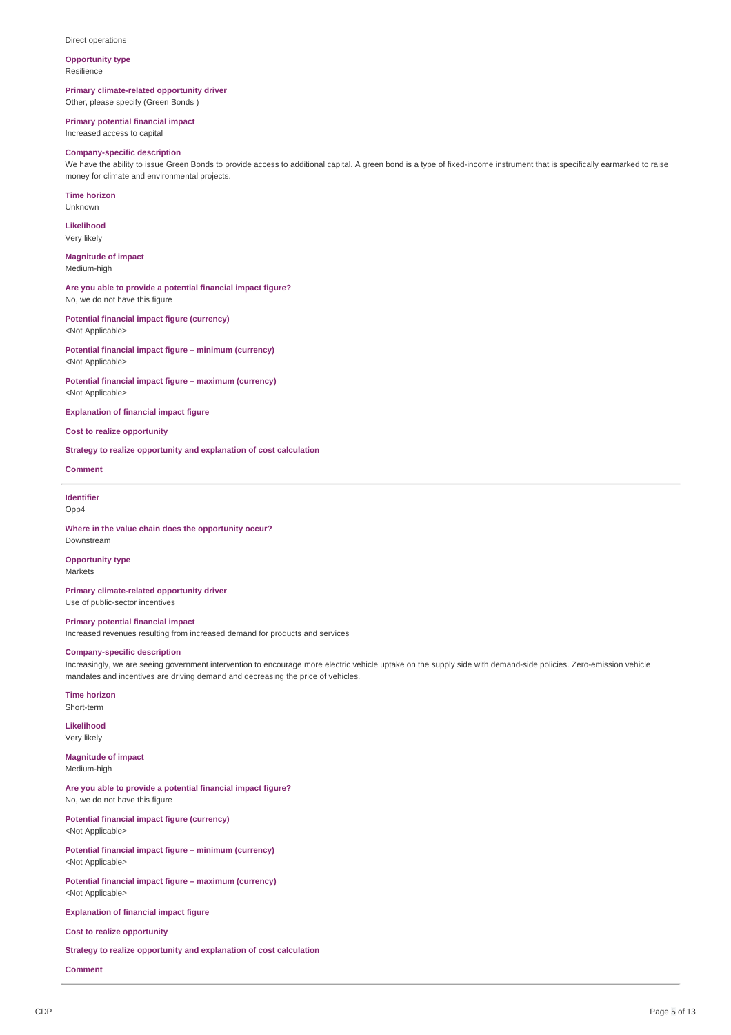Direct operations

**Opportunity type**
Resilience

**Primary climate-related opportunity driver**
Other, please specify (Green Bonds )

**Primary potential financial impact**
Increased access to capital

**Company-specific description**
We have the ability to issue Green Bonds to provide access to additional capital. A green bond is a type of fixed-income instrument that is specifically earmarked to raise money for climate and environmental projects.

**Time horizon**
Unknown

**Likelihood**
Very likely

**Magnitude of impact**
Medium-high

**Are you able to provide a potential financial impact figure?**
No, we do not have this figure

**Potential financial impact figure (currency)**
<Not Applicable>

**Potential financial impact figure – minimum (currency)**
<Not Applicable>

**Potential financial impact figure – maximum (currency)**
<Not Applicable>

**Explanation of financial impact figure**

**Cost to realize opportunity**

**Strategy to realize opportunity and explanation of cost calculation**

**Comment**

---

**Identifier**
Opp4

**Where in the value chain does the opportunity occur?**
Downstream

**Opportunity type**
Markets

**Primary climate-related opportunity driver**
Use of public-sector incentives

**Primary potential financial impact**
Increased revenues resulting from increased demand for products and services

**Company-specific description**
Increasingly, we are seeing government intervention to encourage more electric vehicle uptake on the supply side with demand-side policies. Zero-emission vehicle mandates and incentives are driving demand and decreasing the price of vehicles.

**Time horizon**
Short-term

**Likelihood**
Very likely

**Magnitude of impact**
Medium-high

**Are you able to provide a potential financial impact figure?**
No, we do not have this figure

**Potential financial impact figure (currency)**
<Not Applicable>

**Potential financial impact figure – minimum (currency)**
<Not Applicable>

**Potential financial impact figure – maximum (currency)**
<Not Applicable>

**Explanation of financial impact figure**

**Cost to realize opportunity**

**Strategy to realize opportunity and explanation of cost calculation**

**Comment**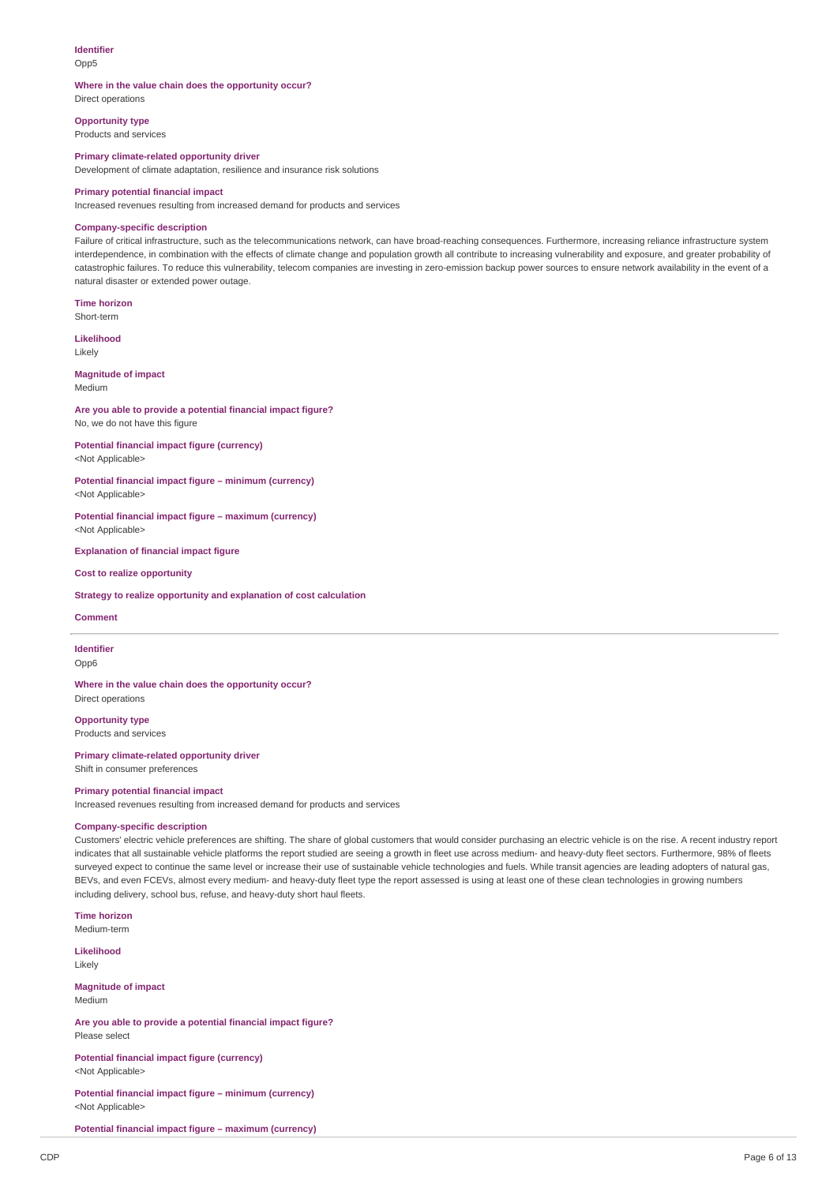**Identifier**
Opp5

**Where in the value chain does the opportunity occur?**
Direct operations

**Opportunity type**
Products and services

**Primary climate-related opportunity driver**
Development of climate adaptation, resilience and insurance risk solutions

**Primary potential financial impact**
Increased revenues resulting from increased demand for products and services

**Company-specific description**
Failure of critical infrastructure, such as the telecommunications network, can have broad-reaching consequences. Furthermore, increasing reliance infrastructure system interdependence, in combination with the effects of climate change and population growth all contribute to increasing vulnerability and exposure, and greater probability of catastrophic failures. To reduce this vulnerability, telecom companies are investing in zero-emission backup power sources to ensure network availability in the event of a natural disaster or extended power outage.

**Time horizon**
Short-term

**Likelihood**
Likely

**Magnitude of impact**
Medium

**Are you able to provide a potential financial impact figure?**
No, we do not have this figure

**Potential financial impact figure (currency)**
<Not Applicable>

**Potential financial impact figure – minimum (currency)**
<Not Applicable>

**Potential financial impact figure – maximum (currency)**
<Not Applicable>

**Explanation of financial impact figure**

**Cost to realize opportunity**

**Strategy to realize opportunity and explanation of cost calculation**

**Comment**

---

**Identifier**
Opp6

**Where in the value chain does the opportunity occur?**
Direct operations

**Opportunity type**
Products and services

**Primary climate-related opportunity driver**
Shift in consumer preferences

**Primary potential financial impact**
Increased revenues resulting from increased demand for products and services

**Company-specific description**
Customers' electric vehicle preferences are shifting. The share of global customers that would consider purchasing an electric vehicle is on the rise. A recent industry report indicates that all sustainable vehicle platforms the report studied are seeing a growth in fleet use across medium- and heavy-duty fleet sectors. Furthermore, 98% of fleets surveyed expect to continue the same level or increase their use of sustainable vehicle technologies and fuels. While transit agencies are leading adopters of natural gas, BEVs, and even FCEVs, almost every medium- and heavy-duty fleet type the report assessed is using at least one of these clean technologies in growing numbers including delivery, school bus, refuse, and heavy-duty short haul fleets.

**Time horizon**
Medium-term

**Likelihood**
Likely

**Magnitude of impact**
Medium

**Are you able to provide a potential financial impact figure?**
Please select

**Potential financial impact figure (currency)**
<Not Applicable>

**Potential financial impact figure – minimum (currency)**
<Not Applicable>

**Potential financial impact figure – maximum (currency)**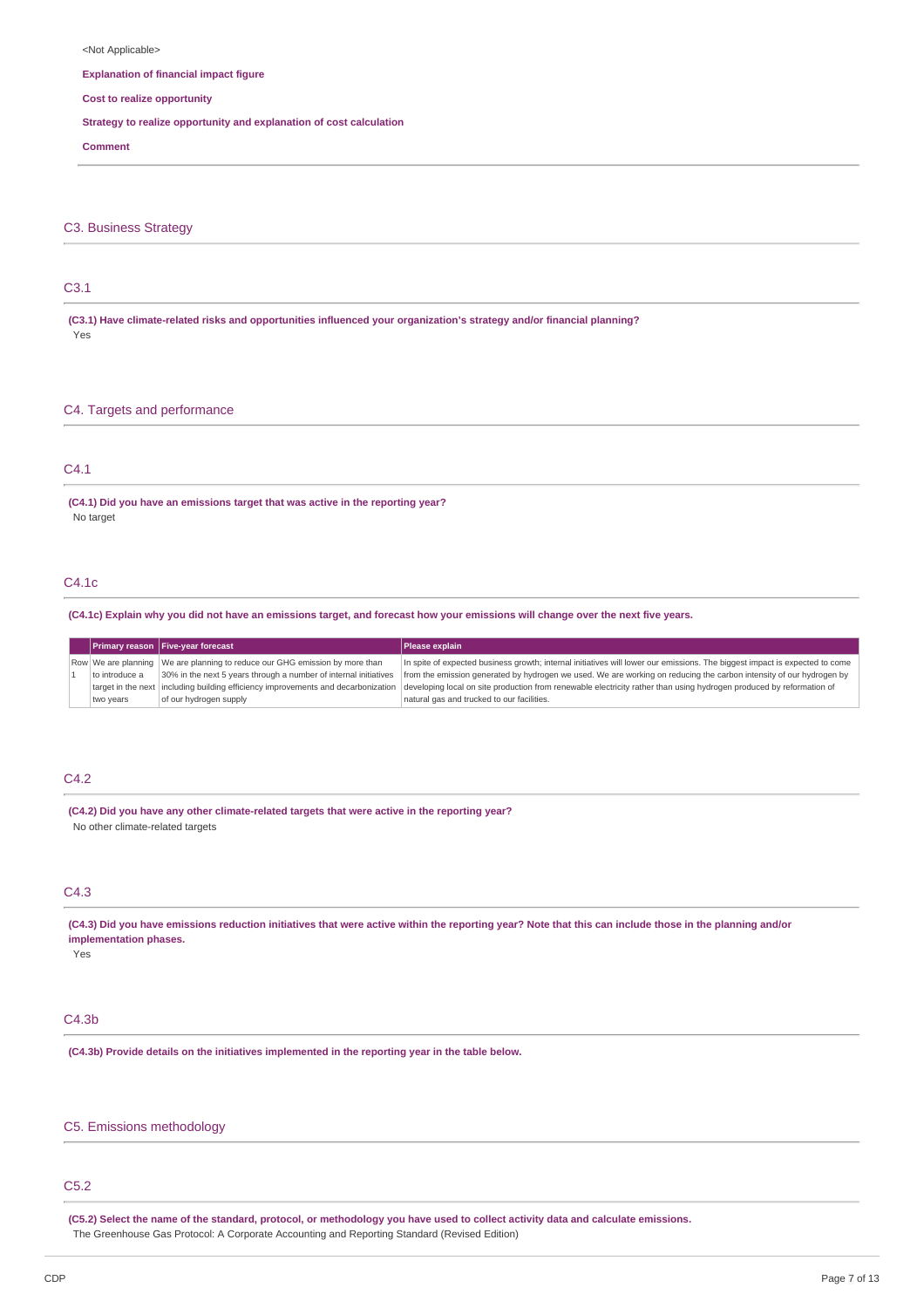<Not Applicable>

**Explanation of financial impact figure**

**Cost to realize opportunity**

**Strategy to realize opportunity and explanation of cost calculation**

**Comment**

## C3. Business Strategy

### C3.1

**(C3.1) Have climate-related risks and opportunities influenced your organization's strategy and/or financial planning?**

Yes

## C4. Targets and performance

### C4.1

**(C4.1) Did you have an emissions target that was active in the reporting year?**

No target

### C4.1c

**(C4.1c) Explain why you did not have an emissions target, and forecast how your emissions will change over the next five years.**

| | Primary reason | Five-year forecast | Please explain |
|---|---|---|---|
| Row 1 | We are planning to introduce a target in the next two years | We are planning to reduce our GHG emission by more than 30% in the next 5 years through a number of internal initiatives including building efficiency improvements and decarbonization of our hydrogen supply | In spite of expected business growth; internal initiatives will lower our emissions. The biggest impact is expected to come from the emission generated by hydrogen we used. We are working on reducing the carbon intensity of our hydrogen by developing local on site production from renewable electricity rather than using hydrogen produced by reformation of natural gas and trucked to our facilities. |

### C4.2

**(C4.2) Did you have any other climate-related targets that were active in the reporting year?**

No other climate-related targets

### C4.3

**(C4.3) Did you have emissions reduction initiatives that were active within the reporting year? Note that this can include those in the planning and/or implementation phases.**

Yes

### C4.3b

**(C4.3b) Provide details on the initiatives implemented in the reporting year in the table below.**

## C5. Emissions methodology

### C5.2

**(C5.2) Select the name of the standard, protocol, or methodology you have used to collect activity data and calculate emissions.**

The Greenhouse Gas Protocol: A Corporate Accounting and Reporting Standard (Revised Edition)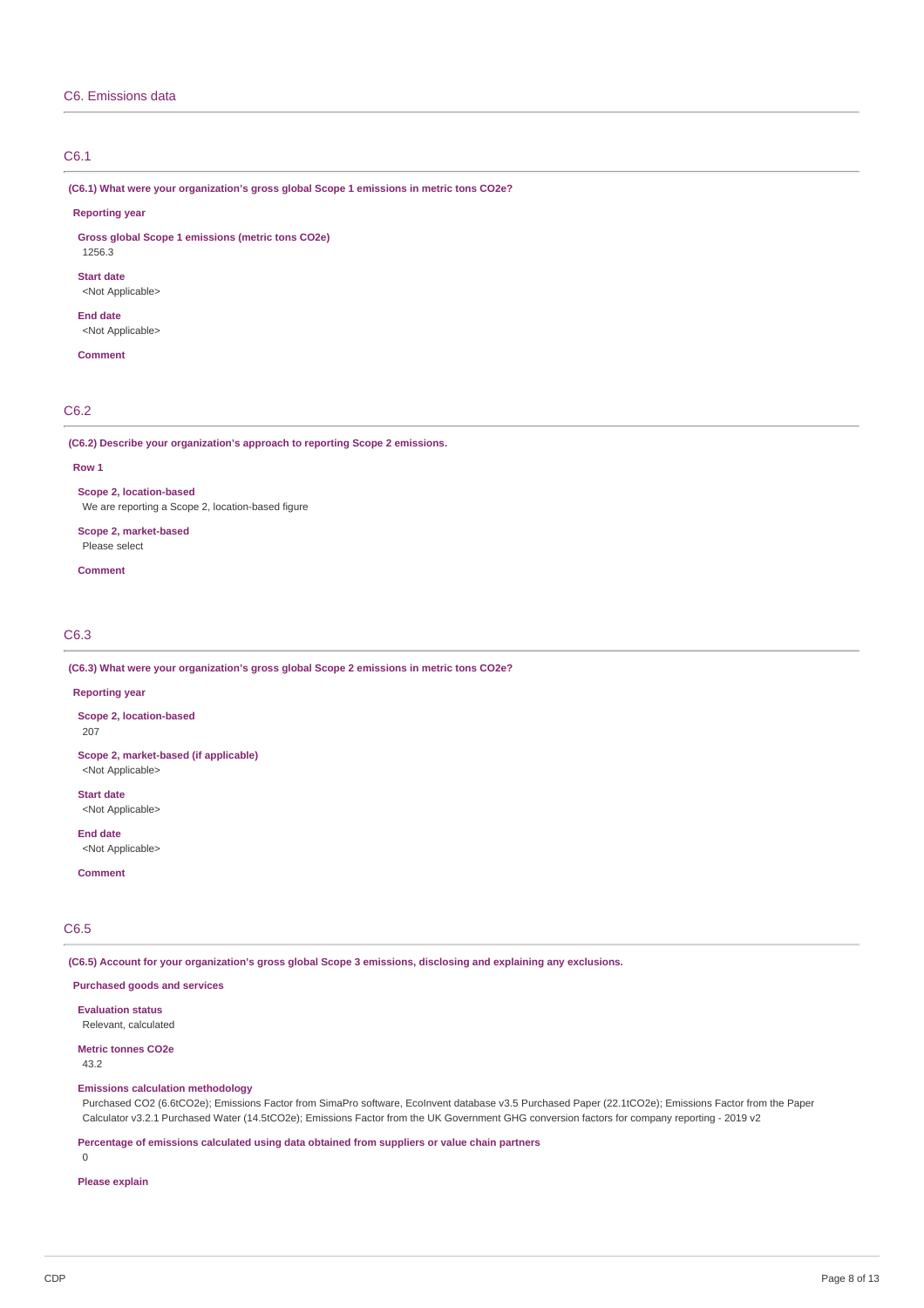## C6. Emissions data

### C6.1

**(C6.1) What were your organization's gross global Scope 1 emissions in metric tons CO2e?**

**Reporting year**

**Gross global Scope 1 emissions (metric tons CO2e)**
1256.3

**Start date**
<Not Applicable>

**End date**
<Not Applicable>

**Comment**

### C6.2

**(C6.2) Describe your organization's approach to reporting Scope 2 emissions.**

**Row 1**

**Scope 2, location-based**
We are reporting a Scope 2, location-based figure

**Scope 2, market-based**
Please select

**Comment**

### C6.3

**(C6.3) What were your organization's gross global Scope 2 emissions in metric tons CO2e?**

**Reporting year**

**Scope 2, location-based**
207

**Scope 2, market-based (if applicable)**
<Not Applicable>

**Start date**
<Not Applicable>

**End date**
<Not Applicable>

**Comment**

### C6.5

**(C6.5) Account for your organization's gross global Scope 3 emissions, disclosing and explaining any exclusions.**

**Purchased goods and services**

**Evaluation status**
Relevant, calculated

**Metric tonnes CO2e**
43.2

**Emissions calculation methodology**
Purchased CO2 (6.6tCO2e); Emissions Factor from SimaPro software, EcoInvent database v3.5 Purchased Paper (22.1tCO2e); Emissions Factor from the Paper Calculator v3.2.1 Purchased Water (14.5tCO2e); Emissions Factor from the UK Government GHG conversion factors for company reporting - 2019 v2

**Percentage of emissions calculated using data obtained from suppliers or value chain partners**
0

**Please explain**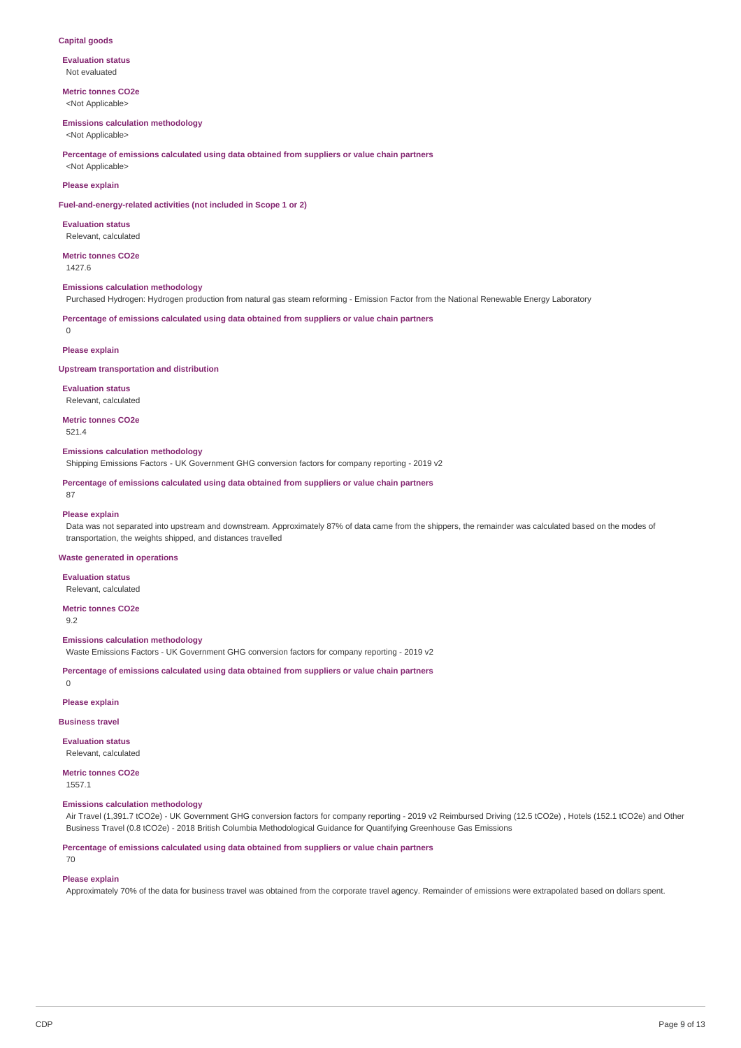**Capital goods**

**Evaluation status**
Not evaluated

**Metric tonnes CO2e**
<Not Applicable>

**Emissions calculation methodology**
<Not Applicable>

**Percentage of emissions calculated using data obtained from suppliers or value chain partners**
<Not Applicable>

**Please explain**

**Fuel-and-energy-related activities (not included in Scope 1 or 2)**

**Evaluation status**
Relevant, calculated

**Metric tonnes CO2e**
1427.6

**Emissions calculation methodology**
Purchased Hydrogen: Hydrogen production from natural gas steam reforming - Emission Factor from the National Renewable Energy Laboratory

**Percentage of emissions calculated using data obtained from suppliers or value chain partners**
0

**Please explain**

**Upstream transportation and distribution**

**Evaluation status**
Relevant, calculated

**Metric tonnes CO2e**
521.4

**Emissions calculation methodology**
Shipping Emissions Factors - UK Government GHG conversion factors for company reporting - 2019 v2

**Percentage of emissions calculated using data obtained from suppliers or value chain partners**
87

**Please explain**
Data was not separated into upstream and downstream. Approximately 87% of data came from the shippers, the remainder was calculated based on the modes of transportation, the weights shipped, and distances travelled

**Waste generated in operations**

**Evaluation status**
Relevant, calculated

**Metric tonnes CO2e**
9.2

**Emissions calculation methodology**
Waste Emissions Factors - UK Government GHG conversion factors for company reporting - 2019 v2

**Percentage of emissions calculated using data obtained from suppliers or value chain partners**
0

**Please explain**

**Business travel**

**Evaluation status**
Relevant, calculated

**Metric tonnes CO2e**
1557.1

**Emissions calculation methodology**
Air Travel (1,391.7 tCO2e) - UK Government GHG conversion factors for company reporting - 2019 v2 Reimbursed Driving (12.5 tCO2e) , Hotels (152.1 tCO2e) and Other Business Travel (0.8 tCO2e) - 2018 British Columbia Methodological Guidance for Quantifying Greenhouse Gas Emissions

**Percentage of emissions calculated using data obtained from suppliers or value chain partners**
70

**Please explain**
Approximately 70% of the data for business travel was obtained from the corporate travel agency. Remainder of emissions were extrapolated based on dollars spent.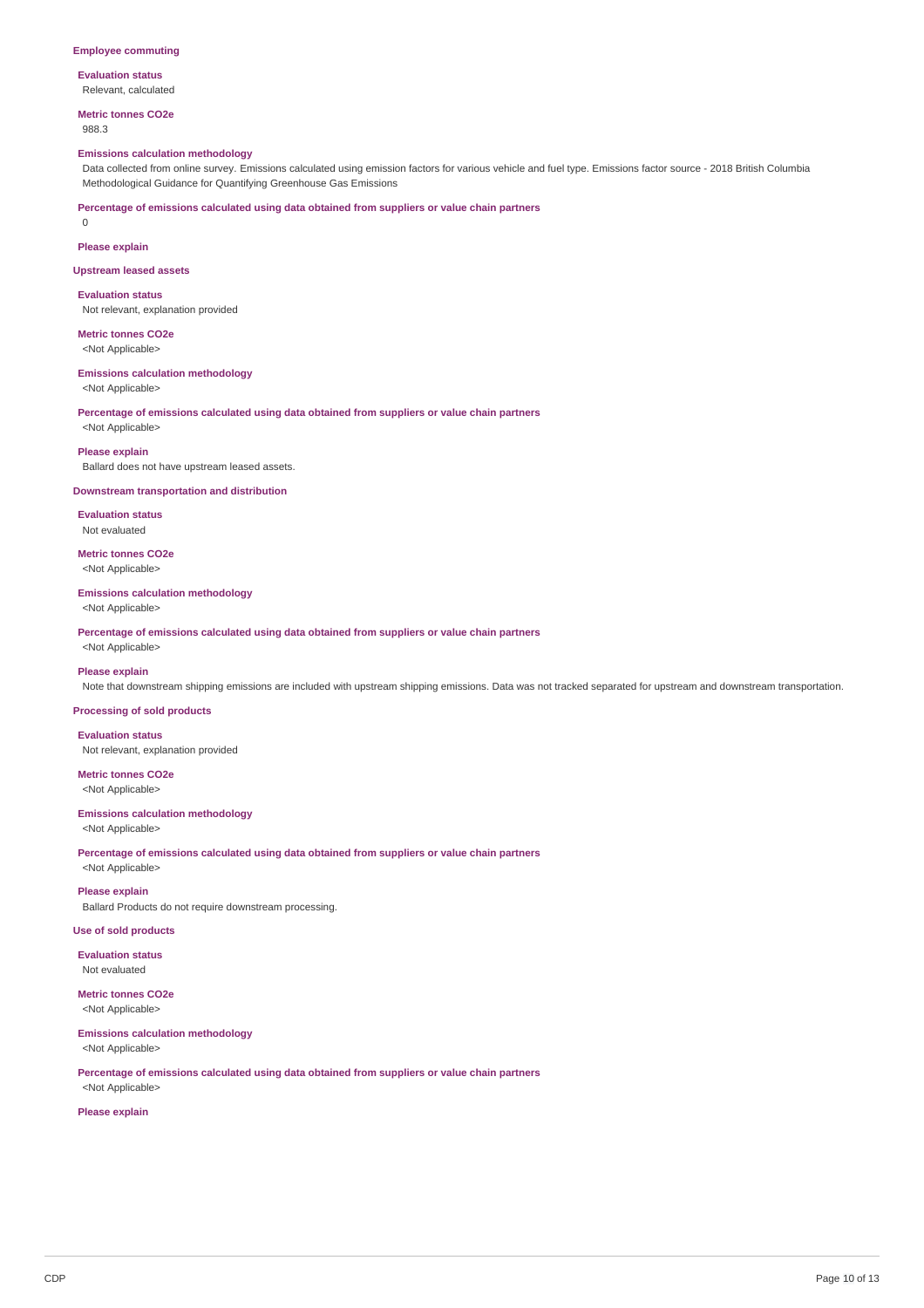**Employee commuting**

**Evaluation status**
Relevant, calculated

**Metric tonnes CO2e**
988.3

**Emissions calculation methodology**
Data collected from online survey. Emissions calculated using emission factors for various vehicle and fuel type. Emissions factor source - 2018 British Columbia Methodological Guidance for Quantifying Greenhouse Gas Emissions

**Percentage of emissions calculated using data obtained from suppliers or value chain partners**
0

**Please explain**

**Upstream leased assets**

**Evaluation status**
Not relevant, explanation provided

**Metric tonnes CO2e**
<Not Applicable>

**Emissions calculation methodology**
<Not Applicable>

**Percentage of emissions calculated using data obtained from suppliers or value chain partners**
<Not Applicable>

**Please explain**
Ballard does not have upstream leased assets.

**Downstream transportation and distribution**

**Evaluation status**
Not evaluated

**Metric tonnes CO2e**
<Not Applicable>

**Emissions calculation methodology**
<Not Applicable>

**Percentage of emissions calculated using data obtained from suppliers or value chain partners**
<Not Applicable>

**Please explain**
Note that downstream shipping emissions are included with upstream shipping emissions. Data was not tracked separated for upstream and downstream transportation.

**Processing of sold products**

**Evaluation status**
Not relevant, explanation provided

**Metric tonnes CO2e**
<Not Applicable>

**Emissions calculation methodology**
<Not Applicable>

**Percentage of emissions calculated using data obtained from suppliers or value chain partners**
<Not Applicable>

**Please explain**
Ballard Products do not require downstream processing.

**Use of sold products**

**Evaluation status**
Not evaluated

**Metric tonnes CO2e**
<Not Applicable>

**Emissions calculation methodology**
<Not Applicable>

**Percentage of emissions calculated using data obtained from suppliers or value chain partners**
<Not Applicable>

**Please explain**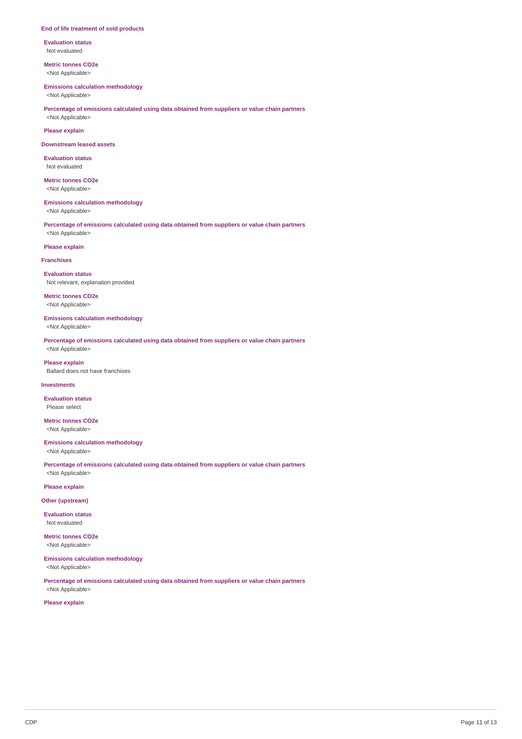**End of life treatment of sold products**

**Evaluation status**
Not evaluated

**Metric tonnes CO2e**
<Not Applicable>

**Emissions calculation methodology**
<Not Applicable>

**Percentage of emissions calculated using data obtained from suppliers or value chain partners**
<Not Applicable>

**Please explain**

**Downstream leased assets**

**Evaluation status**
Not evaluated

**Metric tonnes CO2e**
<Not Applicable>

**Emissions calculation methodology**
<Not Applicable>

**Percentage of emissions calculated using data obtained from suppliers or value chain partners**
<Not Applicable>

**Please explain**

**Franchises**

**Evaluation status**
Not relevant, explanation provided

**Metric tonnes CO2e**
<Not Applicable>

**Emissions calculation methodology**
<Not Applicable>

**Percentage of emissions calculated using data obtained from suppliers or value chain partners**
<Not Applicable>

**Please explain**
Ballard does not have franchises

**Investments**

**Evaluation status**
Please select

**Metric tonnes CO2e**
<Not Applicable>

**Emissions calculation methodology**
<Not Applicable>

**Percentage of emissions calculated using data obtained from suppliers or value chain partners**
<Not Applicable>

**Please explain**

**Other (upstream)**

**Evaluation status**
Not evaluated

**Metric tonnes CO2e**
<Not Applicable>

**Emissions calculation methodology**
<Not Applicable>

**Percentage of emissions calculated using data obtained from suppliers or value chain partners**
<Not Applicable>

**Please explain**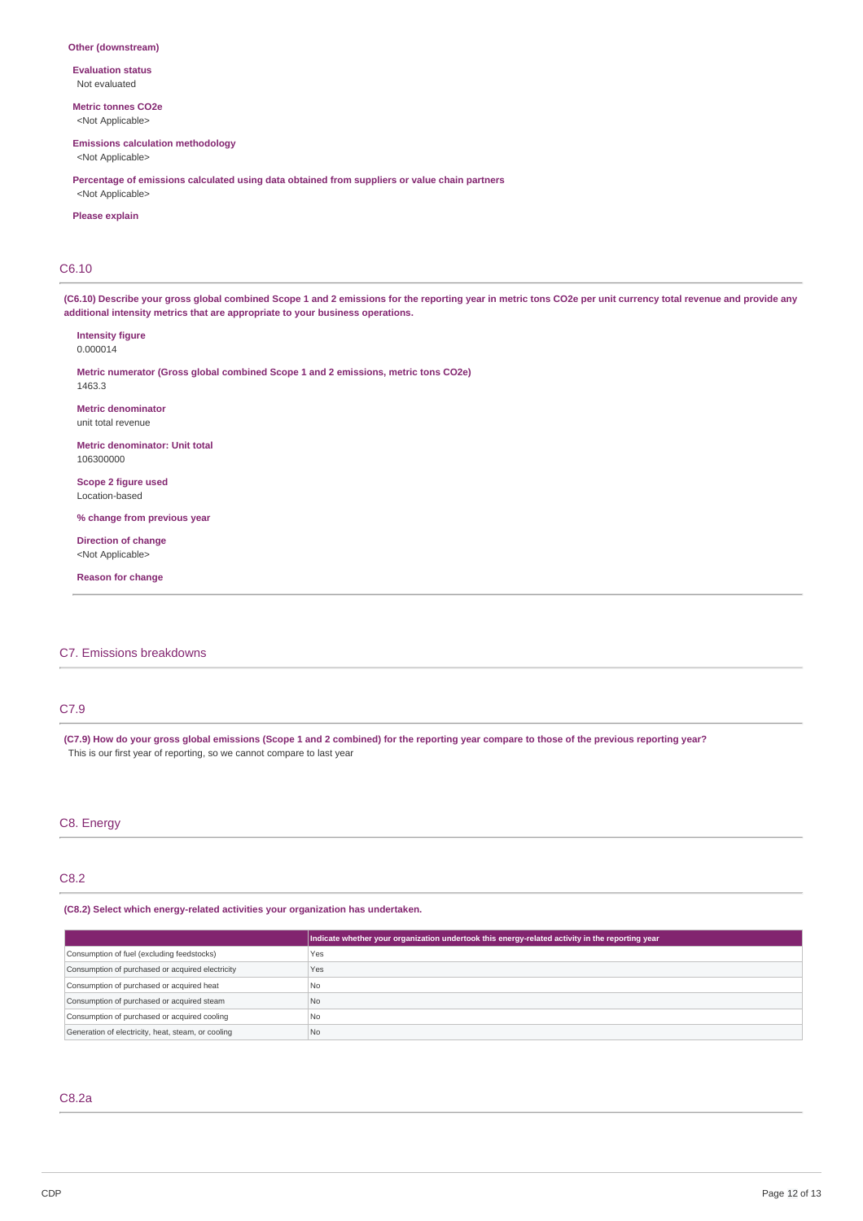**Other (downstream)**

**Evaluation status**
Not evaluated

**Metric tonnes CO2e**
<Not Applicable>

**Emissions calculation methodology**
<Not Applicable>

**Percentage of emissions calculated using data obtained from suppliers or value chain partners**
<Not Applicable>

**Please explain**

## C6.10

**(C6.10) Describe your gross global combined Scope 1 and 2 emissions for the reporting year in metric tons CO2e per unit currency total revenue and provide any additional intensity metrics that are appropriate to your business operations.**

**Intensity figure**
0.000014

**Metric numerator (Gross global combined Scope 1 and 2 emissions, metric tons CO2e)**
1463.3

**Metric denominator**
unit total revenue

**Metric denominator: Unit total**
106300000

**Scope 2 figure used**
Location-based

**% change from previous year**

**Direction of change**
<Not Applicable>

**Reason for change**

# C7. Emissions breakdowns

## C7.9

**(C7.9) How do your gross global emissions (Scope 1 and 2 combined) for the reporting year compare to those of the previous reporting year?**
This is our first year of reporting, so we cannot compare to last year

# C8. Energy

## C8.2

**(C8.2) Select which energy-related activities your organization has undertaken.**

| | Indicate whether your organization undertook this energy-related activity in the reporting year |
|---|---|
| Consumption of fuel (excluding feedstocks) | Yes |
| Consumption of purchased or acquired electricity | Yes |
| Consumption of purchased or acquired heat | No |
| Consumption of purchased or acquired steam | No |
| Consumption of purchased or acquired cooling | No |
| Generation of electricity, heat, steam, or cooling | No |

## C8.2a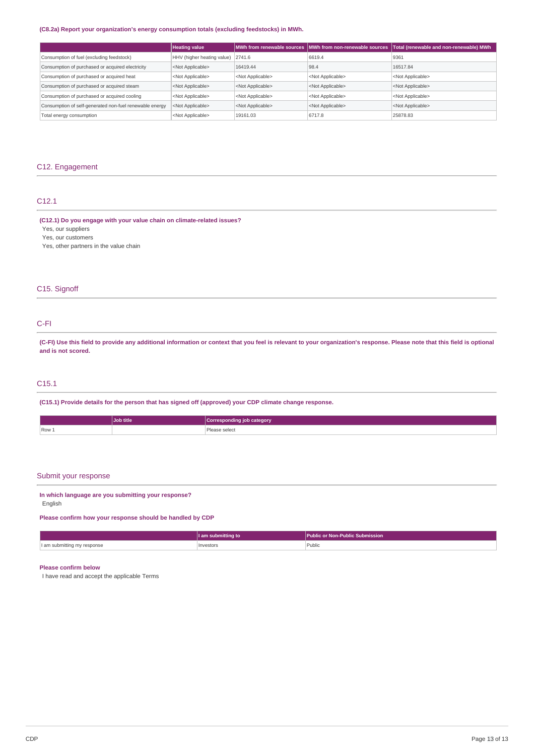**(C8.2a) Report your organization's energy consumption totals (excluding feedstocks) in MWh.**

| | Heating value | MWh from renewable sources | MWh from non-renewable sources | Total (renewable and non-renewable) MWh |
|---|---|---|---|---|
| Consumption of fuel (excluding feedstock) | HHV (higher heating value) | 2741.6 | 6619.4 | 9361 |
| Consumption of purchased or acquired electricity | <Not Applicable> | 16419.44 | 98.4 | 16517.84 |
| Consumption of purchased or acquired heat | <Not Applicable> | <Not Applicable> | <Not Applicable> | <Not Applicable> |
| Consumption of purchased or acquired steam | <Not Applicable> | <Not Applicable> | <Not Applicable> | <Not Applicable> |
| Consumption of purchased or acquired cooling | <Not Applicable> | <Not Applicable> | <Not Applicable> | <Not Applicable> |
| Consumption of self-generated non-fuel renewable energy | <Not Applicable> | <Not Applicable> | <Not Applicable> | <Not Applicable> |
| Total energy consumption | <Not Applicable> | 19161.03 | 6717.8 | 25878.83 |

## C12. Engagement

### C12.1

**(C12.1) Do you engage with your value chain on climate-related issues?**

Yes, our suppliers

Yes, our customers

Yes, other partners in the value chain

## C15. Signoff

### C-FI

**(C-FI) Use this field to provide any additional information or context that you feel is relevant to your organization's response. Please note that this field is optional and is not scored.**

### C15.1

**(C15.1) Provide details for the person that has signed off (approved) your CDP climate change response.**

| | Job title | Corresponding job category |
|---|---|---|
| Row 1 | | Please select |

## Submit your response

**In which language are you submitting your response?**

English

**Please confirm how your response should be handled by CDP**

| | I am submitting to | Public or Non-Public Submission |
|---|---|---|
| I am submitting my response | Investors | Public |

**Please confirm below**

I have read and accept the applicable Terms